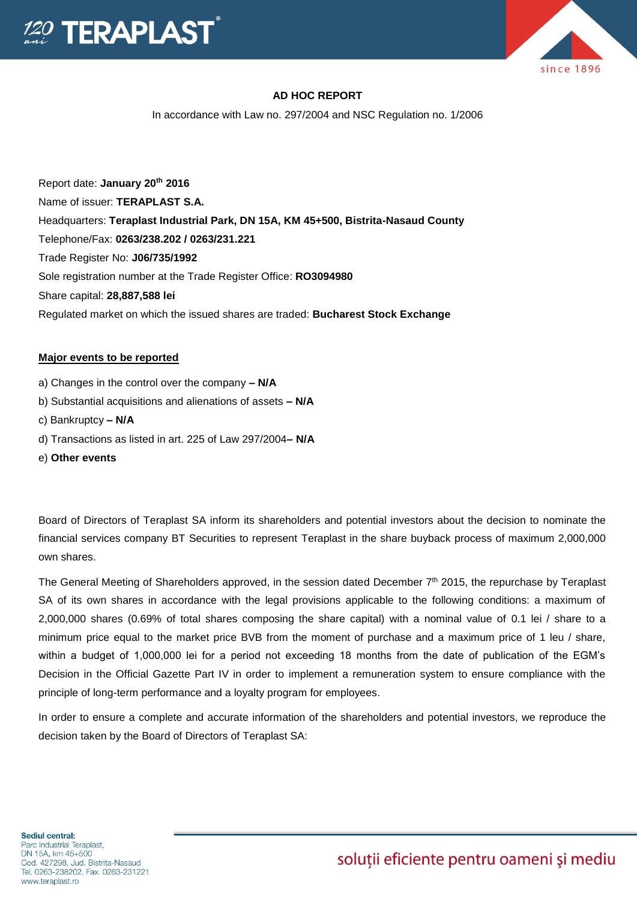**AD HOC REPORT**

In accordance with Law no. 297/2004 and NSC Regulation no. 1/2006

Report date: **January 20th 2016**

Name of issuer: **TERAPLAST S.A.**

Headquarters: **Teraplast Industrial Park, DN 15A, KM 45+500, Bistrita-Nasaud County**

Telephone/Fax: **0263/238.202 / 0263/231.221**

Trade Register No: **J06/735/1992**

Sole registration number at the Trade Register Office: **RO3094980**

Share capital: **28,887,588 lei**

Regulated market on which the issued shares are traded: **Bucharest Stock Exchange**

**Major events to be reported**

a) Changes in the control over the company **– N/A**

b) Substantial acquisitions and alienations of assets **– N/A**

c) Bankruptcy **– N/A**

d) Transactions as listed in art. 225 of Law 297/2004**– N/A**

e) **Other events**

Board of Directors of Teraplast SA inform its shareholders and potential investors about the decision to nominate the financial services company BT Securities to represent Teraplast in the share buyback process of maximum 2,000,000 own shares.

The General Meeting of Shareholders approved, in the session dated December 7th 2015, the repurchase by Teraplast SA of its own shares in accordance with the legal provisions applicable to the following conditions: a maximum of 2,000,000 shares (0.69% of total shares composing the share capital) with a nominal value of 0.1 lei / share to a minimum price equal to the market price BVB from the moment of purchase and a maximum price of 1 leu / share, within a budget of 1,000,000 lei for a period not exceeding 18 months from the date of publication of the EGM's Decision in the Official Gazette Part IV in order to implement a remuneration system to ensure compliance with the principle of long-term performance and a loyalty program for employees.

In order to ensure a complete and accurate information of the shareholders and potential investors, we reproduce the decision taken by the Board of Directors of Teraplast SA: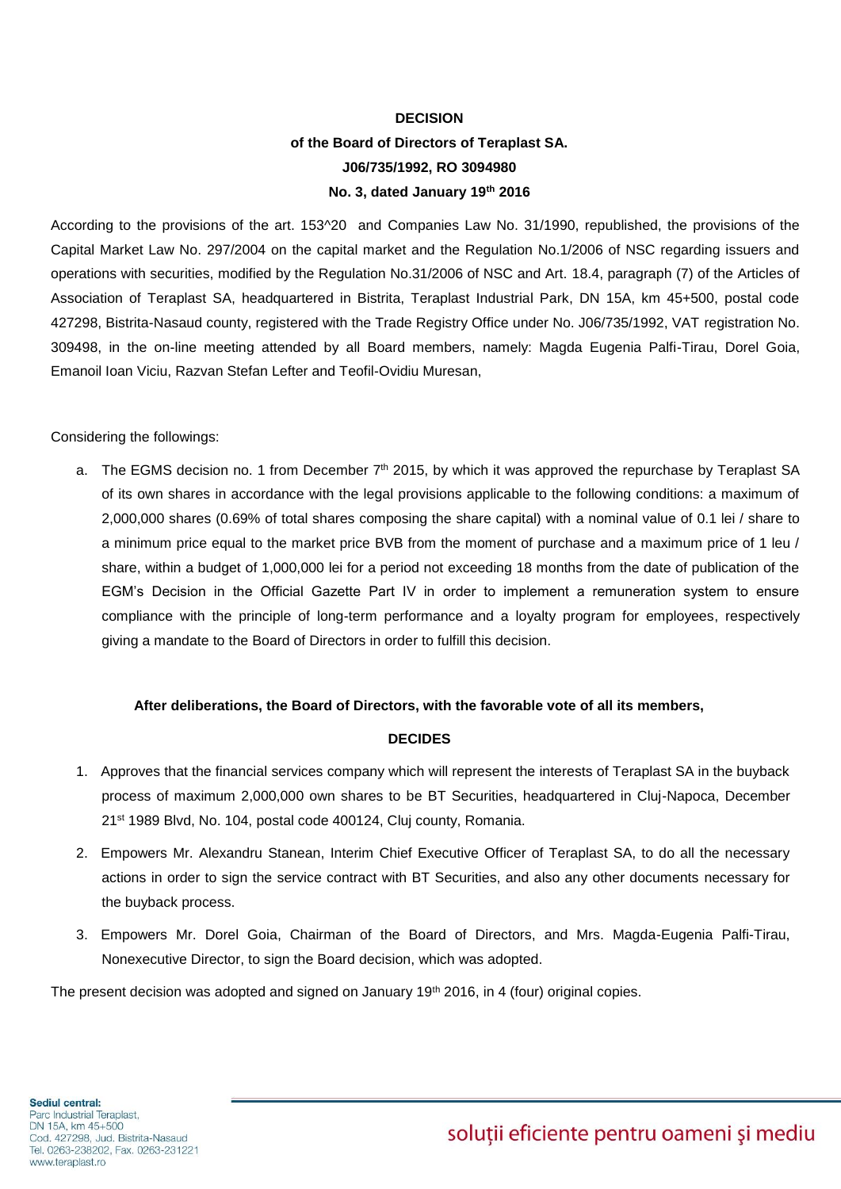**DECISION**

**of the Board of Directors of Teraplast SA.**

**J06/735/1992, RO 3094980**

**No. 3, dated January 19th 2016**

According to the provisions of the art. 153^20 and Companies Law No. 31/1990, republished, the provisions of the Capital Market Law No. 297/2004 on the capital market and the Regulation No.1/2006 of NSC regarding issuers and operations with securities, modified by the Regulation No.31/2006 of NSC and Art. 18.4, paragraph (7) of the Articles of Association of Teraplast SA, headquartered in Bistrita, Teraplast Industrial Park, DN 15A, km 45+500, postal code 427298, Bistrita-Nasaud county, registered with the Trade Registry Office under No. J06/735/1992, VAT registration No. 309498, in the on-line meeting attended by all Board members, namely: Magda Eugenia Palfi-Tirau, Dorel Goia, Emanoil Ioan Viciu, Razvan Stefan Lefter and Teofil-Ovidiu Muresan,

Considering the followings:

a. The EGMS decision no. 1 from December 7th 2015, by which it was approved the repurchase by Teraplast SA of its own shares in accordance with the legal provisions applicable to the following conditions: a maximum of 2,000,000 shares (0.69% of total shares composing the share capital) with a nominal value of 0.1 lei / share to a minimum price equal to the market price BVB from the moment of purchase and a maximum price of 1 leu / share, within a budget of 1,000,000 lei for a period not exceeding 18 months from the date of publication of the EGM's Decision in the Official Gazette Part IV in order to implement a remuneration system to ensure compliance with the principle of long-term performance and a loyalty program for employees, respectively giving a mandate to the Board of Directors in order to fulfill this decision.

**After deliberations, the Board of Directors, with the favorable vote of all its members,**

**DECIDES**

1. Approves that the financial services company which will represent the interests of Teraplast SA in the buyback process of maximum 2,000,000 own shares to be BT Securities, headquartered in Cluj-Napoca, December 21st 1989 Blvd, No. 104, postal code 400124, Cluj county, Romania.
2. Empowers Mr. Alexandru Stanean, Interim Chief Executive Officer of Teraplast SA, to do all the necessary actions in order to sign the service contract with BT Securities, and also any other documents necessary for the buyback process.
3. Empowers Mr. Dorel Goia, Chairman of the Board of Directors, and Mrs. Magda-Eugenia Palfi-Tirau, Nonexecutive Director, to sign the Board decision, which was adopted.

The present decision was adopted and signed on January 19th 2016, in 4 (four) original copies.

**Sediul central:**
Parc Industrial Teraplast,
DN 15A, km 45+500
Cod. 427298, Jud. Bistrita-Nasaud
Tel. 0263-238202, Fax. 0263-231221
www.teraplast.ro

soluții eficiente pentru oameni şi mediu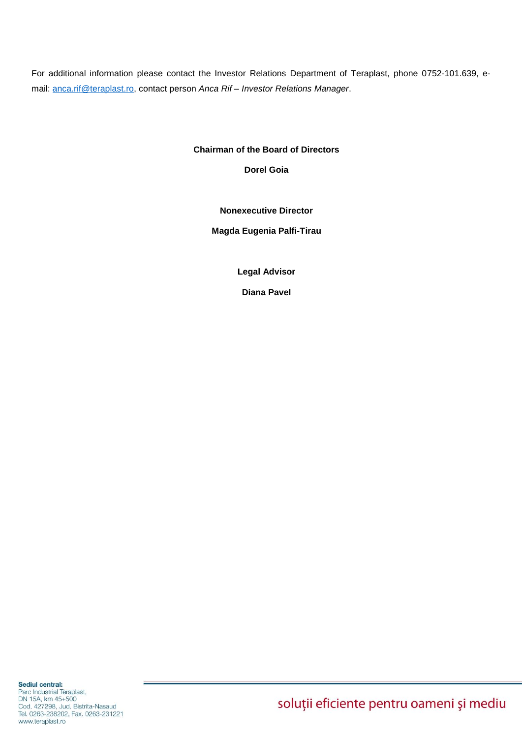For additional information please contact the Investor Relations Department of Teraplast, phone 0752-101.639, e-mail: anca.rif@teraplast.ro, contact person *Anca Rif – Investor Relations Manager*.

**Chairman of the Board of Directors**

**Dorel Goia**

**Nonexecutive Director**

**Magda Eugenia Palfi-Tirau**

**Legal Advisor**

**Diana Pavel**